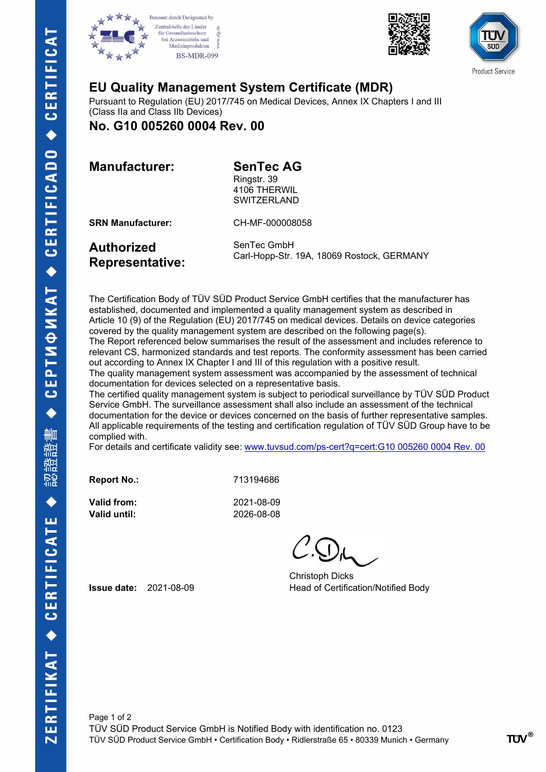Benannt durch/Designated by
Zentralstelle der Länder für Gesundheitsschutz bei Arzneimitteln und Medizinprodukten
BS-MDR-099

# EU Quality Management System Certificate (MDR)

Pursuant to Regulation (EU) 2017/745 on Medical Devices, Annex IX Chapters I and III (Class IIa and Class IIb Devices)

## No. G10 005260 0004 Rev. 00

**Manufacturer:** **SenTec AG**
Ringstr. 39
4106 THERWIL
SWITZERLAND

**SRN Manufacturer:** CH-MF-000008058

**Authorized Representative:** SenTec GmbH
Carl-Hopp-Str. 19A, 18069 Rostock, GERMANY

The Certification Body of TÜV SÜD Product Service GmbH certifies that the manufacturer has established, documented and implemented a quality management system as described in Article 10 (9) of the Regulation (EU) 2017/745 on medical devices. Details on device categories covered by the quality management system are described on the following page(s).
The Report referenced below summarises the result of the assessment and includes reference to relevant CS, harmonized standards and test reports. The conformity assessment has been carried out according to Annex IX Chapter I and III of this regulation with a positive result.
The quality management system assessment was accompanied by the assessment of technical documentation for devices selected on a representative basis.
The certified quality management system is subject to periodical surveillance by TÜV SÜD Product Service GmbH. The surveillance assessment shall also include an assessment of the technical documentation for the device or devices concerned on the basis of further representative samples.
All applicable requirements of the testing and certification regulation of TÜV SÜD Group have to be complied with.
For details and certificate validity see: www.tuvsud.com/ps-cert?q=cert:G10 005260 0004 Rev. 00

**Report No.:** 713194686

**Valid from:** 2021-08-09
**Valid until:** 2026-08-08

**Issue date:** 2021-08-09

Christoph Dicks
Head of Certification/Notified Body

TÜV SÜD Product Service GmbH is Notified Body with identification no. 0123
TÜV SÜD Product Service GmbH • Certification Body • Ridlerstraße 65 • 80339 Munich • Germany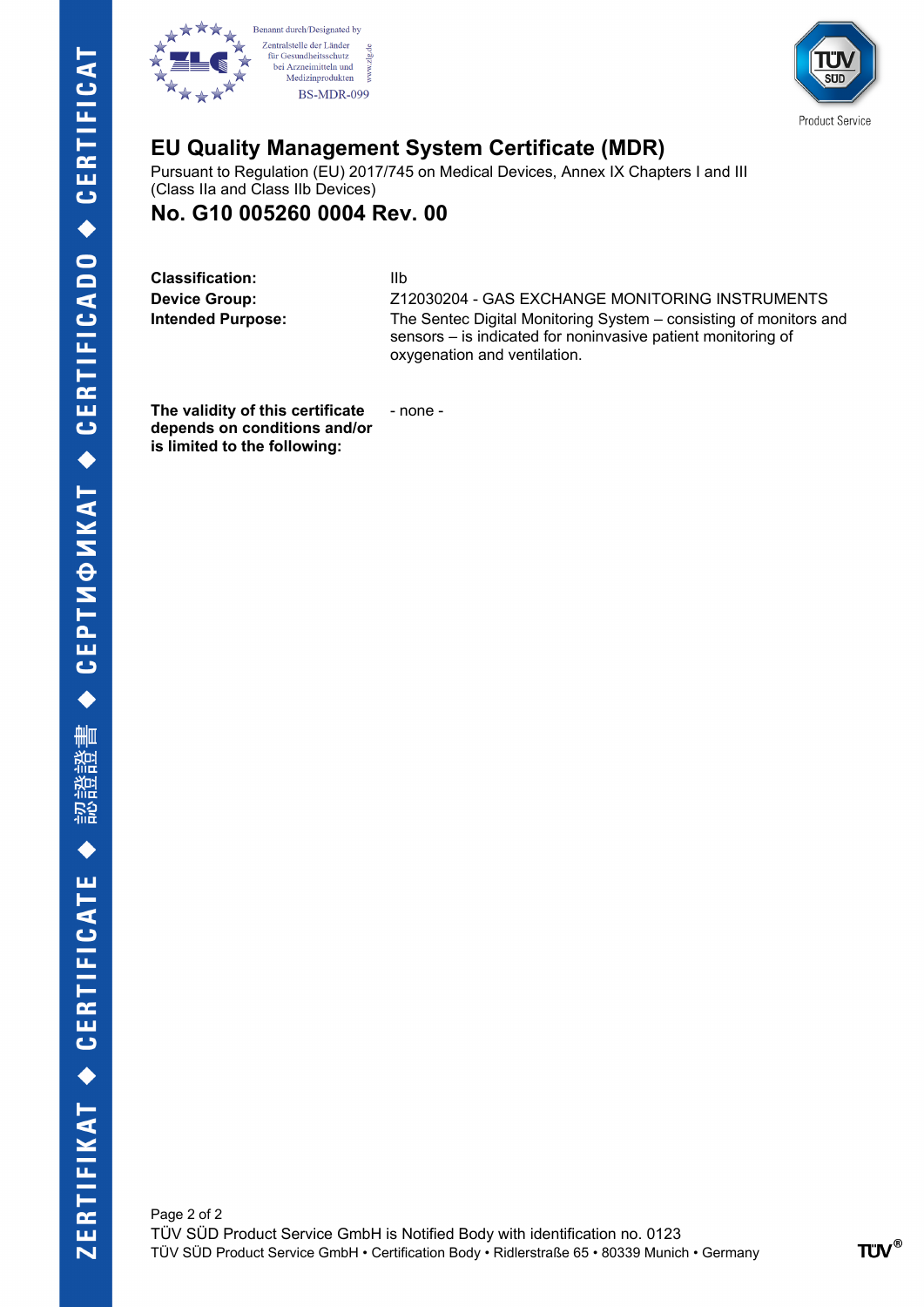Benannt durch/Designated by
Zentralstelle der Länder für Gesundheitsschutz bei Arzneimitteln und Medizinprodukten
BS-MDR-099

Product Service

# EU Quality Management System Certificate (MDR)

Pursuant to Regulation (EU) 2017/745 on Medical Devices, Annex IX Chapters I and III
(Class IIa and Class IIb Devices)

## No. G10 005260 0004 Rev. 00

| | |
|---|---|
| **Classification:** | IIb |
| **Device Group:** | Z12030204 - GAS EXCHANGE MONITORING INSTRUMENTS |
| **Intended Purpose:** | The Sentec Digital Monitoring System – consisting of monitors and sensors – is indicated for noninvasive patient monitoring of oxygenation and ventilation. |

| | |
|---|---|
| **The validity of this certificate depends on conditions and/or is limited to the following:** | - none - |

TÜV SÜD Product Service GmbH is Notified Body with identification no. 0123
TÜV SÜD Product Service GmbH • Certification Body • Ridlerstraße 65 • 80339 Munich • Germany